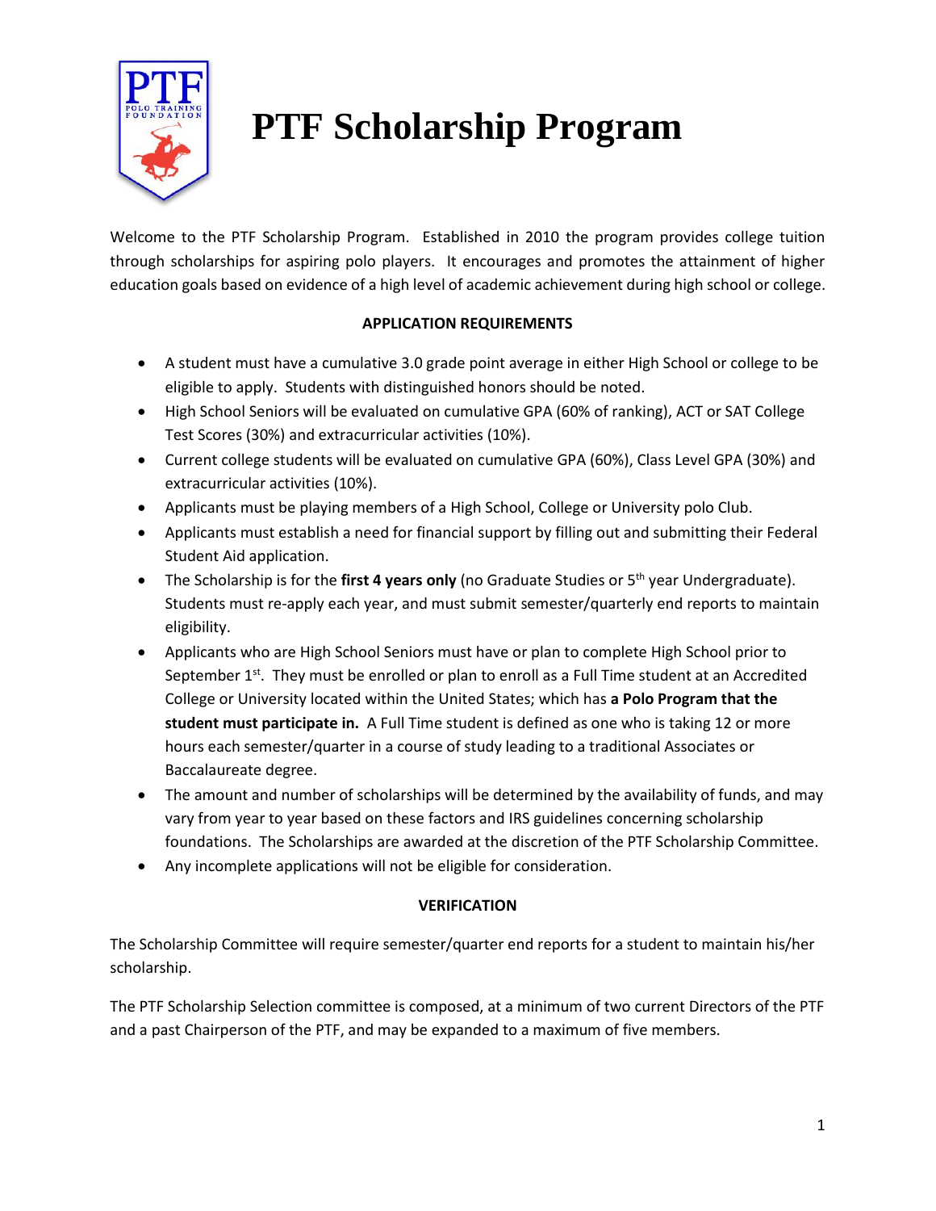# PTF Scholarship Program

Welcome to the PTF Scholarship Program. Established in 2010 the program provides college tuition through scholarships for aspiring polo players. It encourages and promotes the attainment of higher education goals based on evidence of a high level of academic achievement during high school or college.

**APPLICATION REQUIREMENTS**

- A student must have a cumulative 3.0 grade point average in either High School or college to be eligible to apply. Students with distinguished honors should be noted.
- High School Seniors will be evaluated on cumulative GPA (60% of ranking), ACT or SAT College Test Scores (30%) and extracurricular activities (10%).
- Current college students will be evaluated on cumulative GPA (60%), Class Level GPA (30%) and extracurricular activities (10%).
- Applicants must be playing members of a High School, College or University polo Club.
- Applicants must establish a need for financial support by filling out and submitting their Federal Student Aid application.
- The Scholarship is for the **first 4 years only** (no Graduate Studies or 5th year Undergraduate). Students must re-apply each year, and must submit semester/quarterly end reports to maintain eligibility.
- Applicants who are High School Seniors must have or plan to complete High School prior to September 1st. They must be enrolled or plan to enroll as a Full Time student at an Accredited College or University located within the United States; which has **a Polo Program that the student must participate in.** A Full Time student is defined as one who is taking 12 or more hours each semester/quarter in a course of study leading to a traditional Associates or Baccalaureate degree.
- The amount and number of scholarships will be determined by the availability of funds, and may vary from year to year based on these factors and IRS guidelines concerning scholarship foundations. The Scholarships are awarded at the discretion of the PTF Scholarship Committee.
- Any incomplete applications will not be eligible for consideration.

**VERIFICATION**

The Scholarship Committee will require semester/quarter end reports for a student to maintain his/her scholarship.

The PTF Scholarship Selection committee is composed, at a minimum of two current Directors of the PTF and a past Chairperson of the PTF, and may be expanded to a maximum of five members.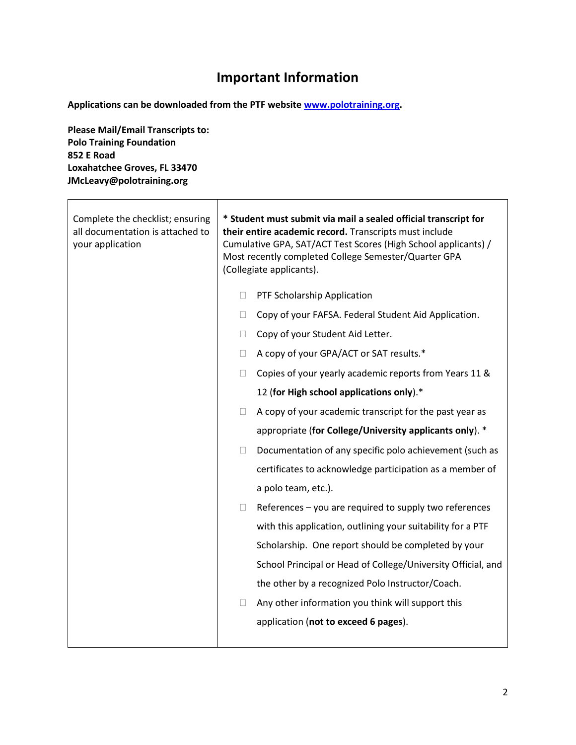# Important Information

**Applications can be downloaded from the PTF website [www.polotraining.org](http://www.polotraining.org).**

**Please Mail/Email Transcripts to:**
**Polo Training Foundation**
**852 E Road**
**Loxahatchee Groves, FL 33470**
**JMcLeavy@polotraining.org**

| | |
|---|---|
| Complete the checklist; ensuring all documentation is attached to your application | **\* Student must submit via mail a sealed official transcript for their entire academic record.** Transcripts must include Cumulative GPA, SAT/ACT Test Scores (High School applicants) / Most recently completed College Semester/Quarter GPA (Collegiate applicants).<br><br>☐ PTF Scholarship Application<br>☐ Copy of your FAFSA. Federal Student Aid Application.<br>☐ Copy of your Student Aid Letter.<br>☐ A copy of your GPA/ACT or SAT results.*<br>☐ Copies of your yearly academic reports from Years 11 & 12 (**for High school applications only**).*<br>☐ A copy of your academic transcript for the past year as appropriate (**for College/University applicants only**). *<br>☐ Documentation of any specific polo achievement (such as certificates to acknowledge participation as a member of a polo team, etc.).<br>☐ References – you are required to supply two references with this application, outlining your suitability for a PTF Scholarship. One report should be completed by your School Principal or Head of College/University Official, and the other by a recognized Polo Instructor/Coach.<br>☐ Any other information you think will support this application (**not to exceed 6 pages**). |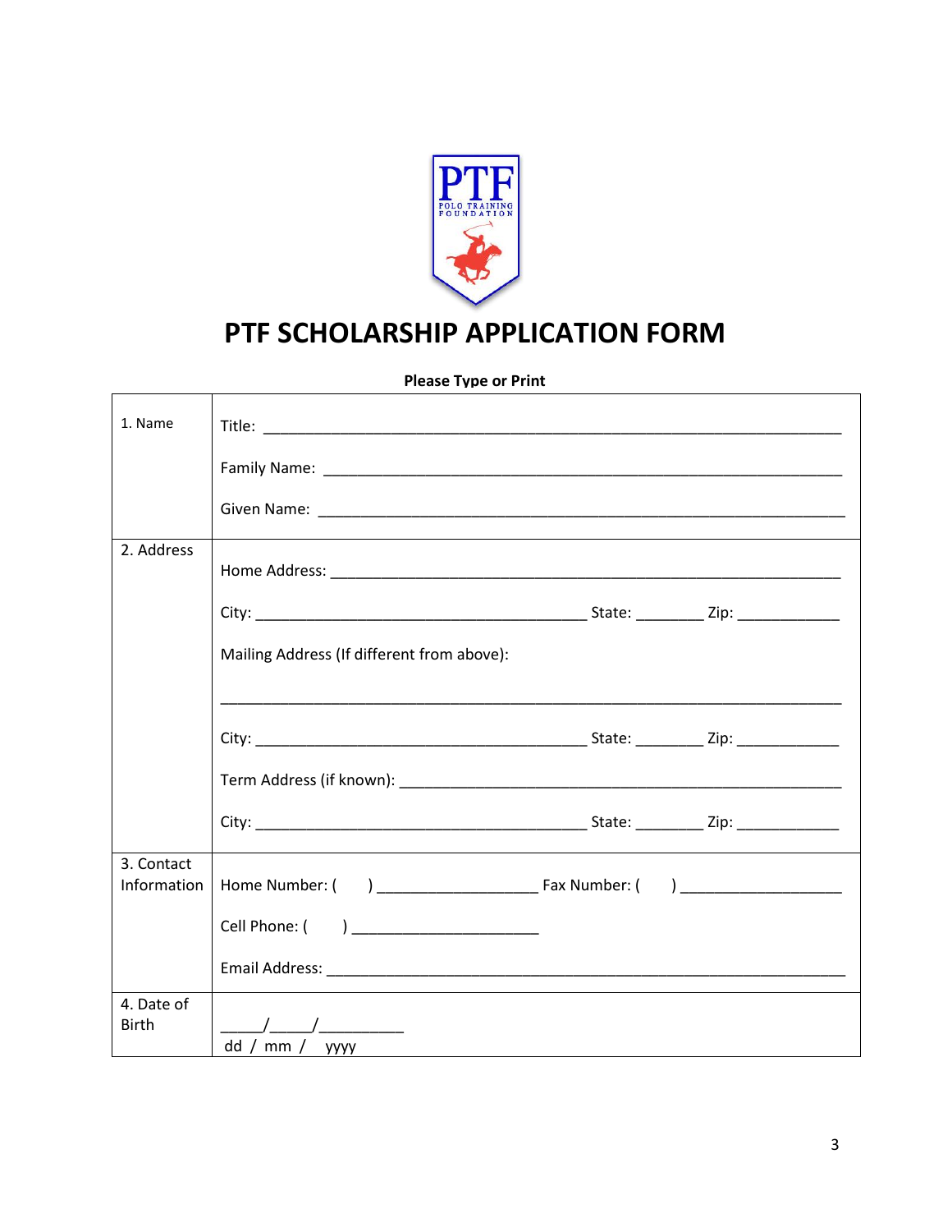# PTF SCHOLARSHIP APPLICATION FORM

**Please Type or Print**

| | |
|---|---|
| 1. Name | Title: ______________________________<br>Family Name: ______________________________<br>Given Name: ______________________________ |
| 2. Address | Home Address: ______________________________<br>City: ____________________ State: ________ Zip: ____________<br>Mailing Address (If different from above):<br>______________________________<br>City: ____________________ State: ________ Zip: ____________<br>Term Address (if known): ______________________________<br>City: ____________________ State: ________ Zip: ____________ |
| 3. Contact Information | Home Number: (     ) ________________ Fax Number: (     ) ________________<br>Cell Phone: (     ) ____________________<br>Email Address: ______________________________ |
| 4. Date of Birth | _____/_____/__________<br>dd / mm / yyyy |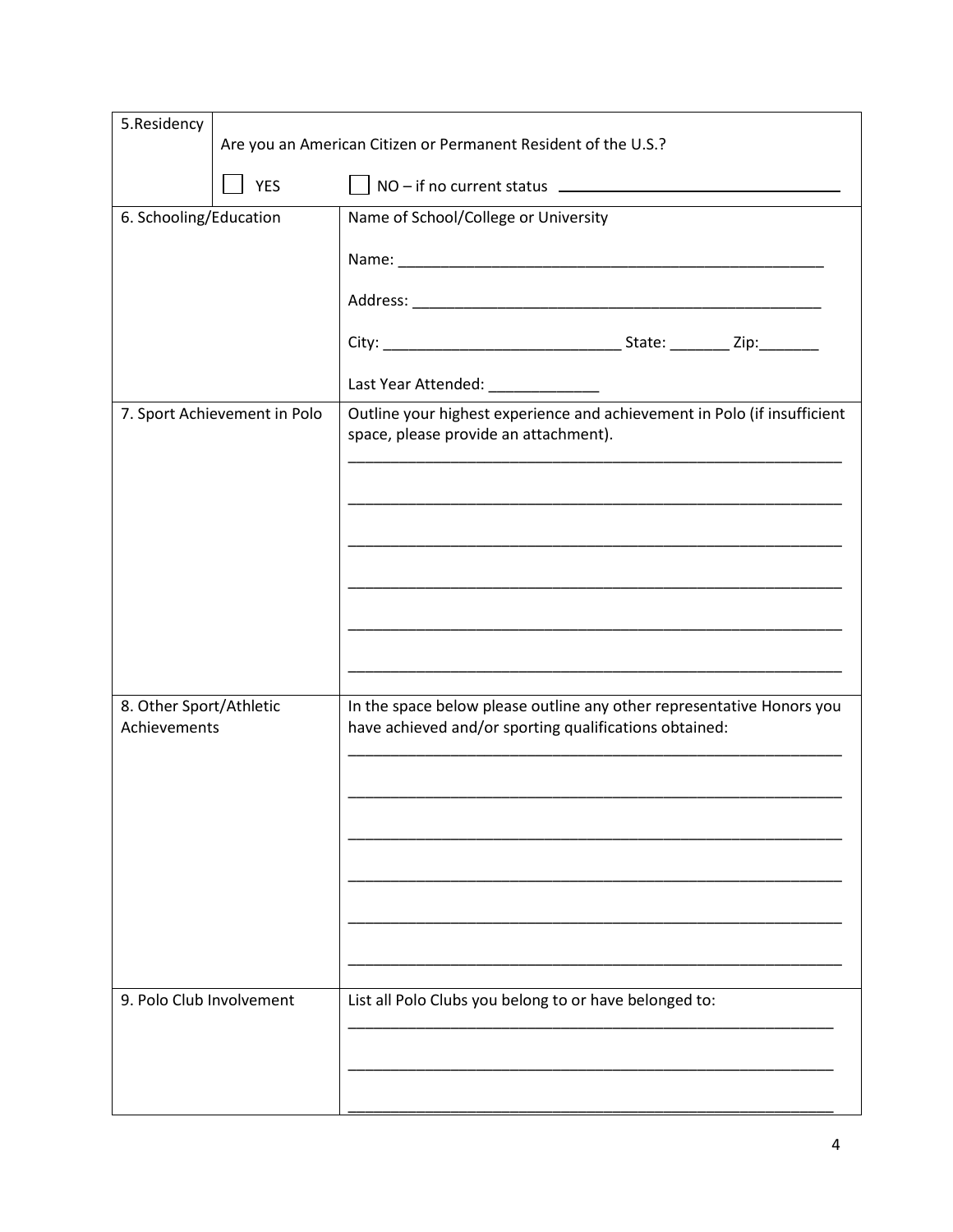| | |
|---|---|
| 5. Residency | Are you an American Citizen or Permanent Resident of the U.S.?<br><br>☐ YES ☐ NO – if no current status \_\_\_\_\_\_\_\_\_\_\_\_\_\_\_\_\_\_\_\_\_\_\_\_\_\_\_\_\_\_\_\_ |
| 6. Schooling/Education | Name of School/College or University<br><br>Name: \_\_\_\_\_\_\_\_\_\_\_\_\_\_\_\_\_\_\_\_\_\_\_\_\_\_\_\_\_\_\_\_\_\_\_\_\_\_\_\_\_\_\_\_\_\_\_\_\_\_\_\_<br><br>Address: \_\_\_\_\_\_\_\_\_\_\_\_\_\_\_\_\_\_\_\_\_\_\_\_\_\_\_\_\_\_\_\_\_\_\_\_\_\_\_\_\_\_\_\_\_\_\_\_\_\_<br><br>City: \_\_\_\_\_\_\_\_\_\_\_\_\_\_\_\_\_\_\_\_\_\_\_\_\_\_\_\_\_\_ State: \_\_\_\_\_\_\_\_ Zip:\_\_\_\_\_\_\_\_<br><br>Last Year Attended: \_\_\_\_\_\_\_\_\_\_\_\_\_\_ |
| 7. Sport Achievement in Polo | Outline your highest experience and achievement in Polo (if insufficient space, please provide an attachment).<br>\_\_\_\_\_\_\_\_\_\_\_\_\_\_\_\_\_\_\_\_\_\_\_\_\_\_\_\_\_\_\_\_\_\_\_\_\_\_\_\_\_\_\_\_\_\_\_\_\_\_\_\_\_\_\_\_\_\_\_\_\_<br>\_\_\_\_\_\_\_\_\_\_\_\_\_\_\_\_\_\_\_\_\_\_\_\_\_\_\_\_\_\_\_\_\_\_\_\_\_\_\_\_\_\_\_\_\_\_\_\_\_\_\_\_\_\_\_\_\_\_\_\_\_<br>\_\_\_\_\_\_\_\_\_\_\_\_\_\_\_\_\_\_\_\_\_\_\_\_\_\_\_\_\_\_\_\_\_\_\_\_\_\_\_\_\_\_\_\_\_\_\_\_\_\_\_\_\_\_\_\_\_\_\_\_\_<br>\_\_\_\_\_\_\_\_\_\_\_\_\_\_\_\_\_\_\_\_\_\_\_\_\_\_\_\_\_\_\_\_\_\_\_\_\_\_\_\_\_\_\_\_\_\_\_\_\_\_\_\_\_\_\_\_\_\_\_\_\_<br>\_\_\_\_\_\_\_\_\_\_\_\_\_\_\_\_\_\_\_\_\_\_\_\_\_\_\_\_\_\_\_\_\_\_\_\_\_\_\_\_\_\_\_\_\_\_\_\_\_\_\_\_\_\_\_\_\_\_\_\_\_<br>\_\_\_\_\_\_\_\_\_\_\_\_\_\_\_\_\_\_\_\_\_\_\_\_\_\_\_\_\_\_\_\_\_\_\_\_\_\_\_\_\_\_\_\_\_\_\_\_\_\_\_\_\_\_\_\_\_\_\_\_\_ |
| 8. Other Sport/Athletic Achievements | In the space below please outline any other representative Honors you have achieved and/or sporting qualifications obtained:<br>\_\_\_\_\_\_\_\_\_\_\_\_\_\_\_\_\_\_\_\_\_\_\_\_\_\_\_\_\_\_\_\_\_\_\_\_\_\_\_\_\_\_\_\_\_\_\_\_\_\_\_\_\_\_\_\_\_\_\_\_\_<br>\_\_\_\_\_\_\_\_\_\_\_\_\_\_\_\_\_\_\_\_\_\_\_\_\_\_\_\_\_\_\_\_\_\_\_\_\_\_\_\_\_\_\_\_\_\_\_\_\_\_\_\_\_\_\_\_\_\_\_\_\_<br>\_\_\_\_\_\_\_\_\_\_\_\_\_\_\_\_\_\_\_\_\_\_\_\_\_\_\_\_\_\_\_\_\_\_\_\_\_\_\_\_\_\_\_\_\_\_\_\_\_\_\_\_\_\_\_\_\_\_\_\_\_<br>\_\_\_\_\_\_\_\_\_\_\_\_\_\_\_\_\_\_\_\_\_\_\_\_\_\_\_\_\_\_\_\_\_\_\_\_\_\_\_\_\_\_\_\_\_\_\_\_\_\_\_\_\_\_\_\_\_\_\_\_\_<br>\_\_\_\_\_\_\_\_\_\_\_\_\_\_\_\_\_\_\_\_\_\_\_\_\_\_\_\_\_\_\_\_\_\_\_\_\_\_\_\_\_\_\_\_\_\_\_\_\_\_\_\_\_\_\_\_\_\_\_\_\_<br>\_\_\_\_\_\_\_\_\_\_\_\_\_\_\_\_\_\_\_\_\_\_\_\_\_\_\_\_\_\_\_\_\_\_\_\_\_\_\_\_\_\_\_\_\_\_\_\_\_\_\_\_\_\_\_\_\_\_\_\_\_ |
| 9. Polo Club Involvement | List all Polo Clubs you belong to or have belonged to:<br>\_\_\_\_\_\_\_\_\_\_\_\_\_\_\_\_\_\_\_\_\_\_\_\_\_\_\_\_\_\_\_\_\_\_\_\_\_\_\_\_\_\_\_\_\_\_\_\_\_\_\_\_\_\_\_\_\_\_\_\_<br>\_\_\_\_\_\_\_\_\_\_\_\_\_\_\_\_\_\_\_\_\_\_\_\_\_\_\_\_\_\_\_\_\_\_\_\_\_\_\_\_\_\_\_\_\_\_\_\_\_\_\_\_\_\_\_\_\_\_\_\_<br>\_\_\_\_\_\_\_\_\_\_\_\_\_\_\_\_\_\_\_\_\_\_\_\_\_\_\_\_\_\_\_\_\_\_\_\_\_\_\_\_\_\_\_\_\_\_\_\_\_\_\_\_\_\_\_\_\_\_\_\_ |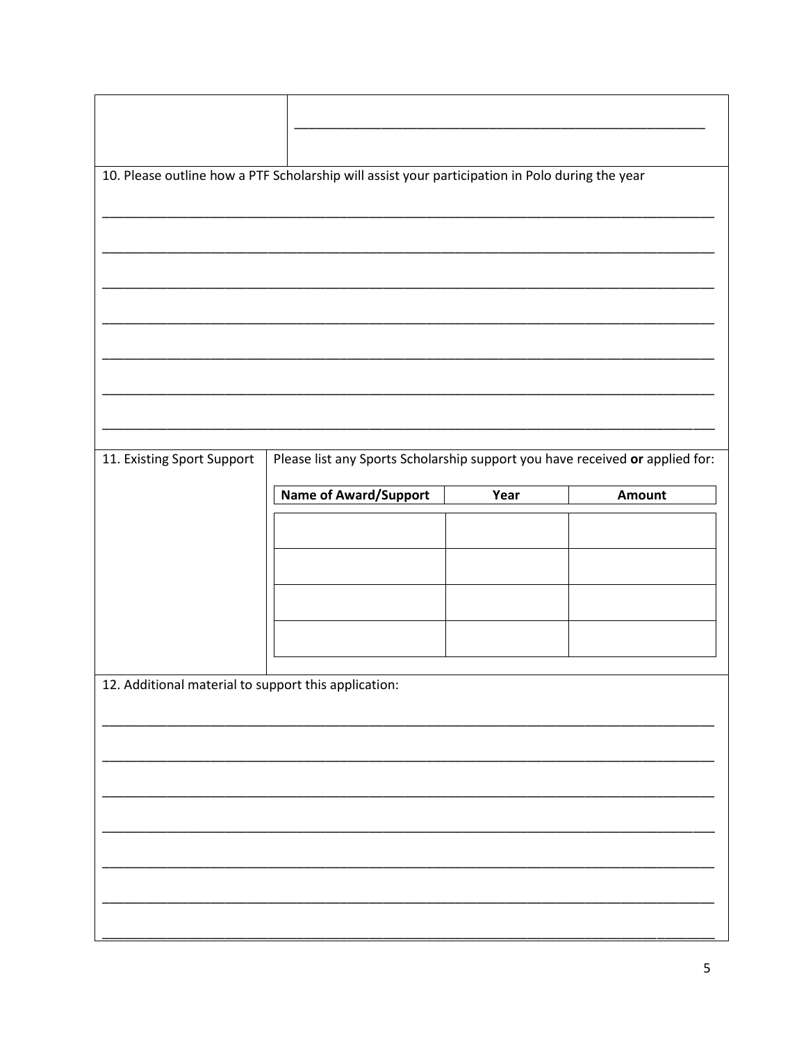___________________________________________________________

10. Please outline how a PTF Scholarship will assist your participation in Polo during the year

___________________________________________________________

___________________________________________________________

___________________________________________________________

___________________________________________________________

___________________________________________________________

___________________________________________________________

___________________________________________________________

11. Existing Sport Support

Please list any Sports Scholarship support you have received **or** applied for:

| **Name of Award/Support** | **Year** | **Amount** |
|---|---|---|
| | | |
| | | |
| | | |
| | | |

12. Additional material to support this application:

___________________________________________________________

___________________________________________________________

___________________________________________________________

___________________________________________________________

___________________________________________________________

___________________________________________________________

___________________________________________________________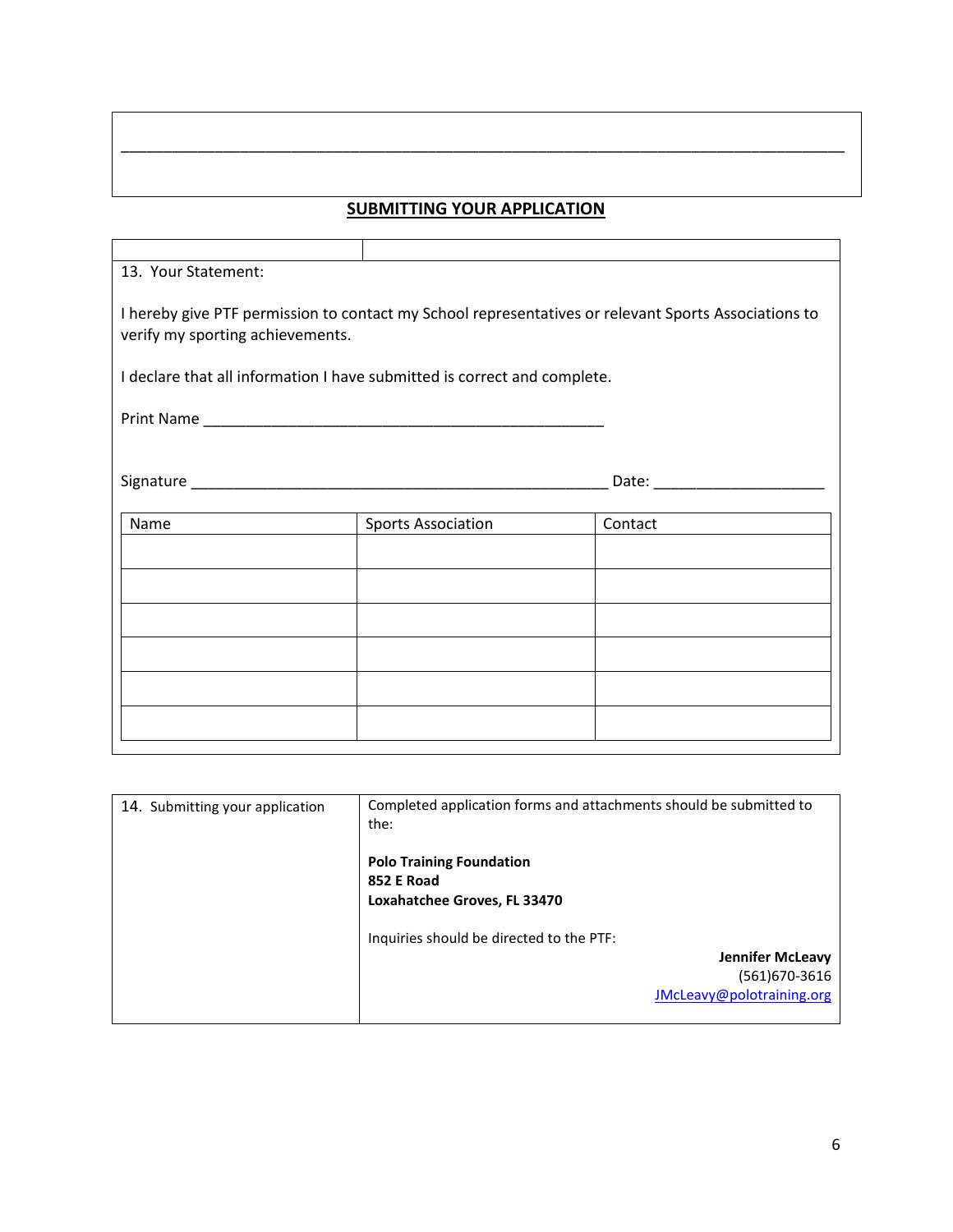________________________________________________________________________________

## SUBMITTING YOUR APPLICATION

13. Your Statement:

I hereby give PTF permission to contact my School representatives or relevant Sports Associations to verify my sporting achievements.

I declare that all information I have submitted is correct and complete.

Print Name ________________________________________________

Signature __________________________________________________ Date: ____________________

| Name | Sports Association | Contact |
|---|---|---|
| | | |
| | | |
| | | |
| | | |
| | | |
| | | |

| | |
|---|---|
| 14. Submitting your application | Completed application forms and attachments should be submitted to the:<br><br>**Polo Training Foundation**<br>**852 E Road**<br>**Loxahatchee Groves, FL 33470**<br><br>Inquiries should be directed to the PTF:<br>**Jennifer McLeavy**<br>(561)670-3616<br>JMcLeavy@polotraining.org |